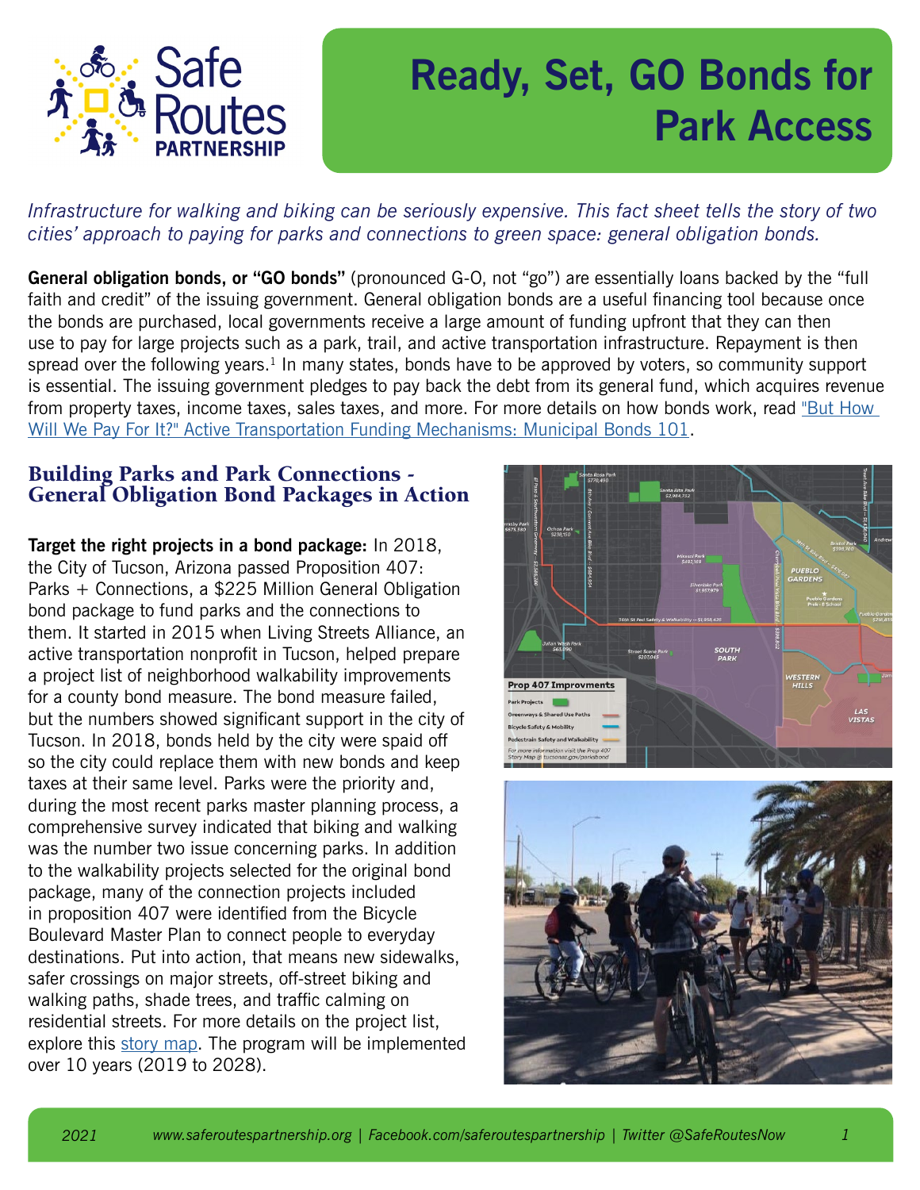# Ready, Set, GO Bonds for Park Access

*Infrastructure for walking and biking can be seriously expensive. This fact sheet tells the story of two cities' approach to paying for parks and connections to green space: general obligation bonds.*

**General obligation bonds, or "GO bonds"** (pronounced G-O, not "go") are essentially loans backed by the "full faith and credit" of the issuing government. General obligation bonds are a useful financing tool because once the bonds are purchased, local governments receive a large amount of funding upfront that they can then use to pay for large projects such as a park, trail, and active transportation infrastructure. Repayment is then spread over the following years.[1] In many states, bonds have to be approved by voters, so community support is essential. The issuing government pledges to pay back the debt from its general fund, which acquires revenue from property taxes, income taxes, sales taxes, and more. For more details on how bonds work, read "But How Will We Pay For It?" Active Transportation Funding Mechanisms: Municipal Bonds 101.

## Building Parks and Park Connections - General Obligation Bond Packages in Action

**Target the right projects in a bond package:** In 2018, the City of Tucson, Arizona passed Proposition 407: Parks + Connections, a $225 Million General Obligation bond package to fund parks and the connections to them. It started in 2015 when Living Streets Alliance, an active transportation nonprofit in Tucson, helped prepare a project list of neighborhood walkability improvements for a county bond measure. The bond measure failed, but the numbers showed significant support in the city of Tucson. In 2018, bonds held by the city were spaid off so the city could replace them with new bonds and keep taxes at their same level. Parks were the priority and, during the most recent parks master planning process, a comprehensive survey indicated that biking and walking was the number two issue concerning parks. In addition to the walkability projects selected for the original bond package, many of the connection projects included in proposition 407 were identified from the Bicycle Boulevard Master Plan to connect people to everyday destinations. Put into action, that means new sidewalks, safer crossings on major streets, off-street biking and walking paths, shade trees, and traffic calming on residential streets. For more details on the project list, explore this story map. The program will be implemented over 10 years (2019 to 2028).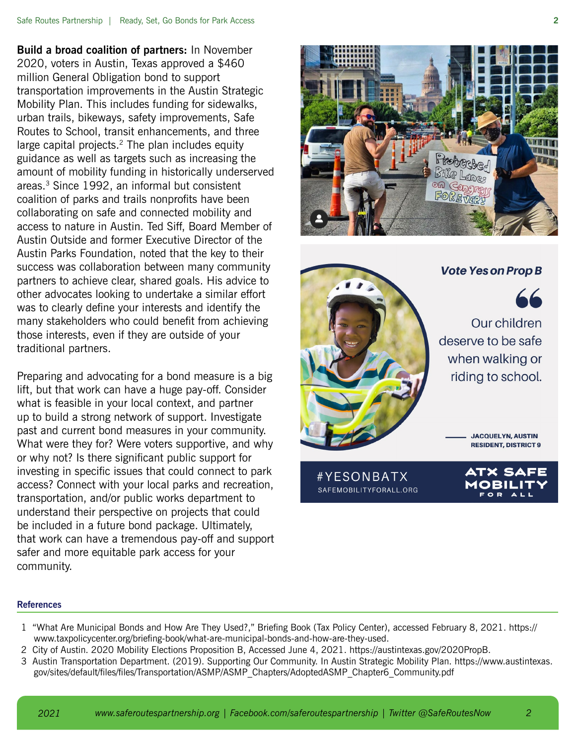**Build a broad coalition of partners:** In November 2020, voters in Austin, Texas approved a $460 million General Obligation bond to support transportation improvements in the Austin Strategic Mobility Plan. This includes funding for sidewalks, urban trails, bikeways, safety improvements, Safe Routes to School, transit enhancements, and three large capital projects.[2] The plan includes equity guidance as well as targets such as increasing the amount of mobility funding in historically underserved areas.[3] Since 1992, an informal but consistent coalition of parks and trails nonprofits have been collaborating on safe and connected mobility and access to nature in Austin. Ted Siff, Board Member of Austin Outside and former Executive Director of the Austin Parks Foundation, noted that the key to their success was collaboration between many community partners to achieve clear, shared goals. His advice to other advocates looking to undertake a similar effort was to clearly define your interests and identify the many stakeholders who could benefit from achieving those interests, even if they are outside of your traditional partners.

Preparing and advocating for a bond measure is a big lift, but that work can have a huge pay-off. Consider what is feasible in your local context, and partner up to build a strong network of support. Investigate past and current bond measures in your community. What were they for? Were voters supportive, and why or why not? Is there significant public support for investing in specific issues that could connect to park access? Connect with your local parks and recreation, transportation, and/or public works department to understand their perspective on projects that could be included in a future bond package. Ultimately, that work can have a tremendous pay-off and support safer and more equitable park access for your community.

## References

1. "What Are Municipal Bonds and How Are They Used?," Briefing Book (Tax Policy Center), accessed February 8, 2021. https://www.taxpolicycenter.org/briefing-book/what-are-municipal-bonds-and-how-are-they-used.
2. City of Austin. 2020 Mobility Elections Proposition B, Accessed June 4, 2021. https://austintexas.gov/2020PropB.
3. Austin Transportation Department. (2019). Supporting Our Community. In Austin Strategic Mobility Plan. https://www.austintexas.gov/sites/default/files/files/Transportation/ASMP/ASMP_Chapters/AdoptedASMP_Chapter6_Community.pdf